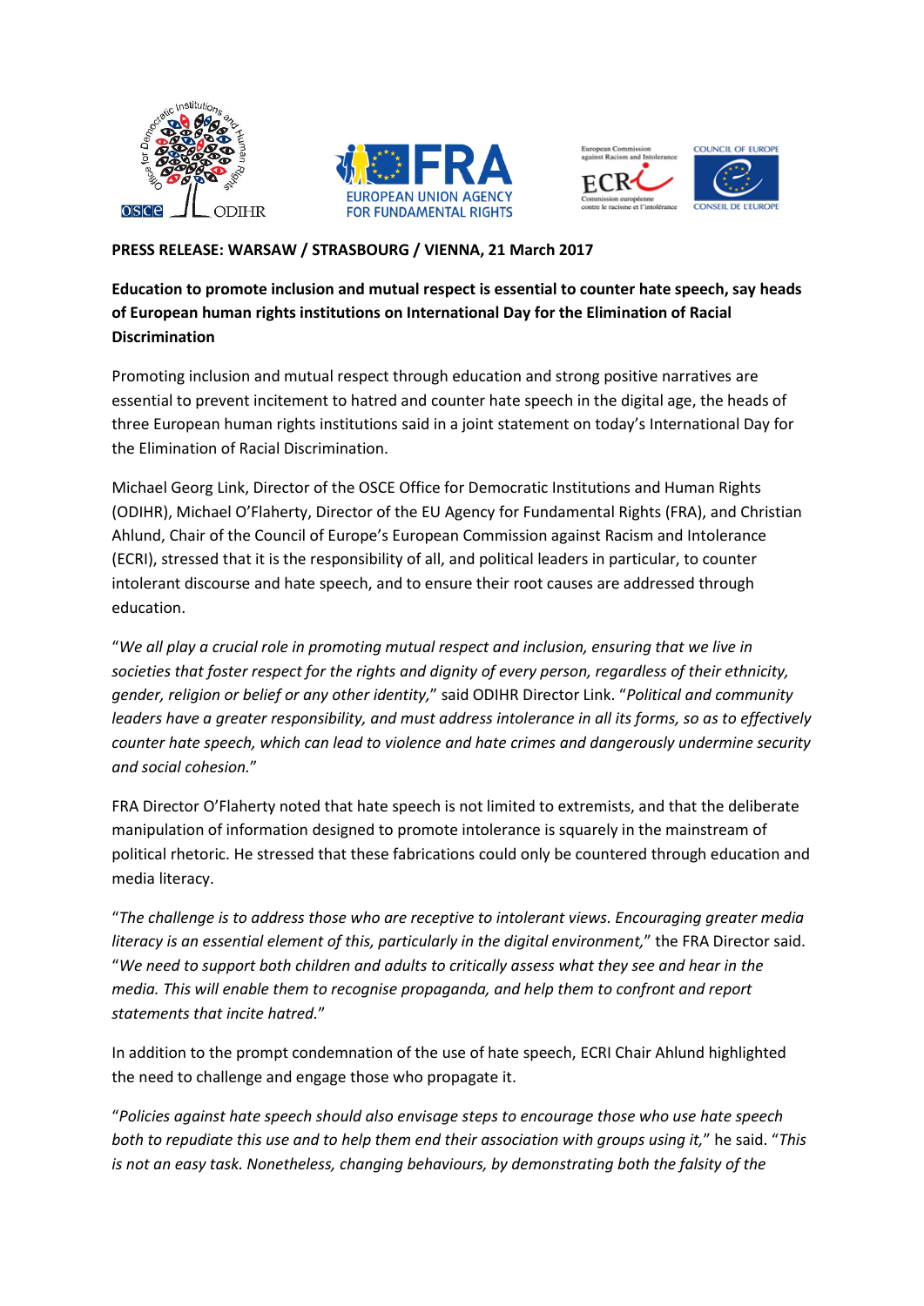**PRESS RELEASE: WARSAW / STRASBOURG / VIENNA, 21 March 2017**

**Education to promote inclusion and mutual respect is essential to counter hate speech, say heads of European human rights institutions on International Day for the Elimination of Racial Discrimination**

Promoting inclusion and mutual respect through education and strong positive narratives are essential to prevent incitement to hatred and counter hate speech in the digital age, the heads of three European human rights institutions said in a joint statement on today's International Day for the Elimination of Racial Discrimination.

Michael Georg Link, Director of the OSCE Office for Democratic Institutions and Human Rights (ODIHR), Michael O'Flaherty, Director of the EU Agency for Fundamental Rights (FRA), and Christian Ahlund, Chair of the Council of Europe's European Commission against Racism and Intolerance (ECRI), stressed that it is the responsibility of all, and political leaders in particular, to counter intolerant discourse and hate speech, and to ensure their root causes are addressed through education.

"*We all play a crucial role in promoting mutual respect and inclusion, ensuring that we live in societies that foster respect for the rights and dignity of every person, regardless of their ethnicity, gender, religion or belief or any other identity,*" said ODIHR Director Link. "*Political and community leaders have a greater responsibility, and must address intolerance in all its forms, so as to effectively counter hate speech, which can lead to violence and hate crimes and dangerously undermine security and social cohesion.*"

FRA Director O'Flaherty noted that hate speech is not limited to extremists, and that the deliberate manipulation of information designed to promote intolerance is squarely in the mainstream of political rhetoric. He stressed that these fabrications could only be countered through education and media literacy.

"*The challenge is to address those who are receptive to intolerant views. Encouraging greater media literacy is an essential element of this, particularly in the digital environment,*" the FRA Director said. "*We need to support both children and adults to critically assess what they see and hear in the media. This will enable them to recognise propaganda, and help them to confront and report statements that incite hatred.*"

In addition to the prompt condemnation of the use of hate speech, ECRI Chair Ahlund highlighted the need to challenge and engage those who propagate it.

"*Policies against hate speech should also envisage steps to encourage those who use hate speech both to repudiate this use and to help them end their association with groups using it,*" he said. "*This is not an easy task. Nonetheless, changing behaviours, by demonstrating both the falsity of the*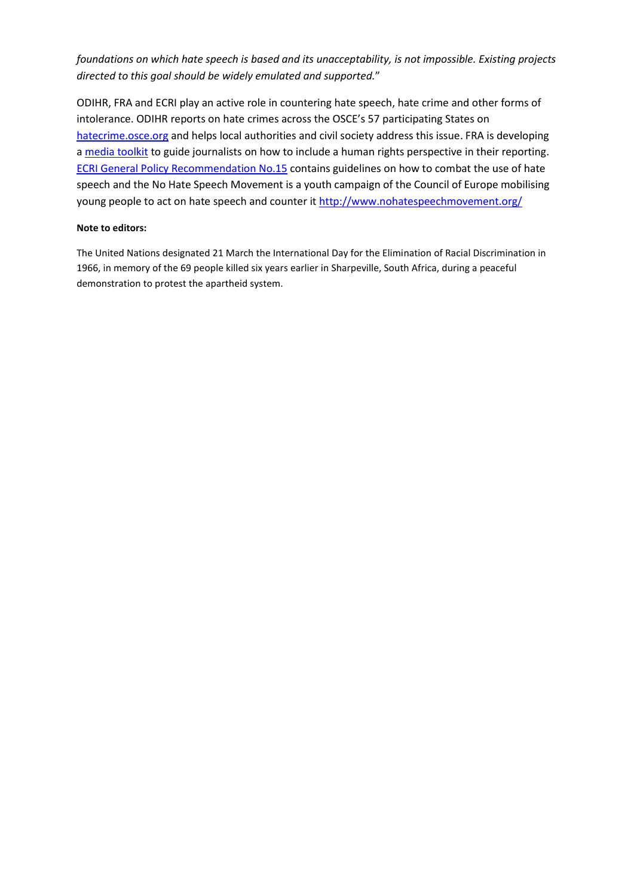*foundations on which hate speech is based and its unacceptability, is not impossible. Existing projects directed to this goal should be widely emulated and supported.*"

ODIHR, FRA and ECRI play an active role in countering hate speech, hate crime and other forms of intolerance. ODIHR reports on hate crimes across the OSCE's 57 participating States on hatecrime.osce.org and helps local authorities and civil society address this issue. FRA is developing a media toolkit to guide journalists on how to include a human rights perspective in their reporting. ECRI General Policy Recommendation No.15 contains guidelines on how to combat the use of hate speech and the No Hate Speech Movement is a youth campaign of the Council of Europe mobilising young people to act on hate speech and counter it http://www.nohatespeechmovement.org/

**Note to editors:**

The United Nations designated 21 March the International Day for the Elimination of Racial Discrimination in 1966, in memory of the 69 people killed six years earlier in Sharpeville, South Africa, during a peaceful demonstration to protest the apartheid system.